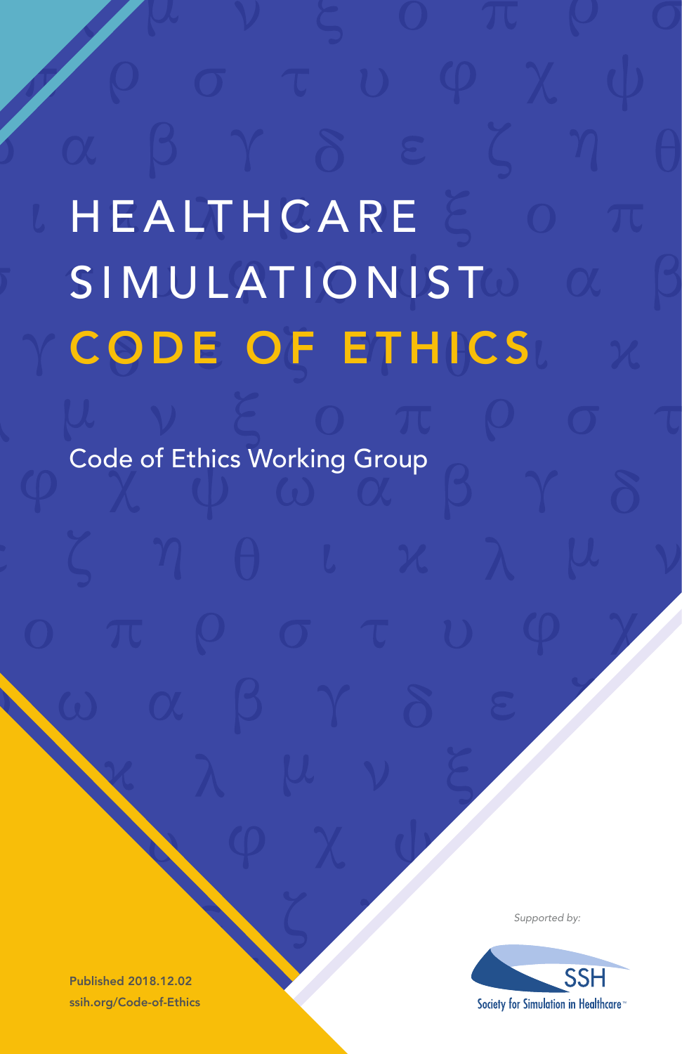# HEALTHCARE SIMULATIONIST CODE OF ETHICS

Code of Ethics Working Group

*Supported by:*

SSH
Society for Simulation in Healthcare™

**Published 2018.12.02**
**ssih.org/Code-of-Ethics**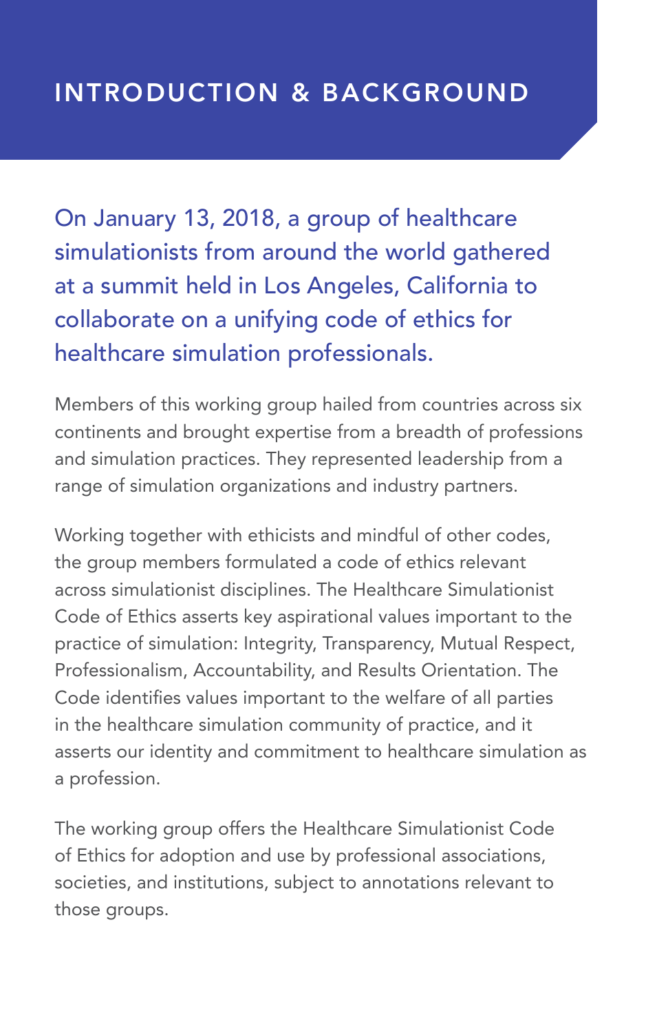# INTRODUCTION & BACKGROUND

On January 13, 2018, a group of healthcare simulationists from around the world gathered at a summit held in Los Angeles, California to collaborate on a unifying code of ethics for healthcare simulation professionals.

Members of this working group hailed from countries across six continents and brought expertise from a breadth of professions and simulation practices. They represented leadership from a range of simulation organizations and industry partners.

Working together with ethicists and mindful of other codes, the group members formulated a code of ethics relevant across simulationist disciplines. The Healthcare Simulationist Code of Ethics asserts key aspirational values important to the practice of simulation: Integrity, Transparency, Mutual Respect, Professionalism, Accountability, and Results Orientation. The Code identifies values important to the welfare of all parties in the healthcare simulation community of practice, and it asserts our identity and commitment to healthcare simulation as a profession.

The working group offers the Healthcare Simulationist Code of Ethics for adoption and use by professional associations, societies, and institutions, subject to annotations relevant to those groups.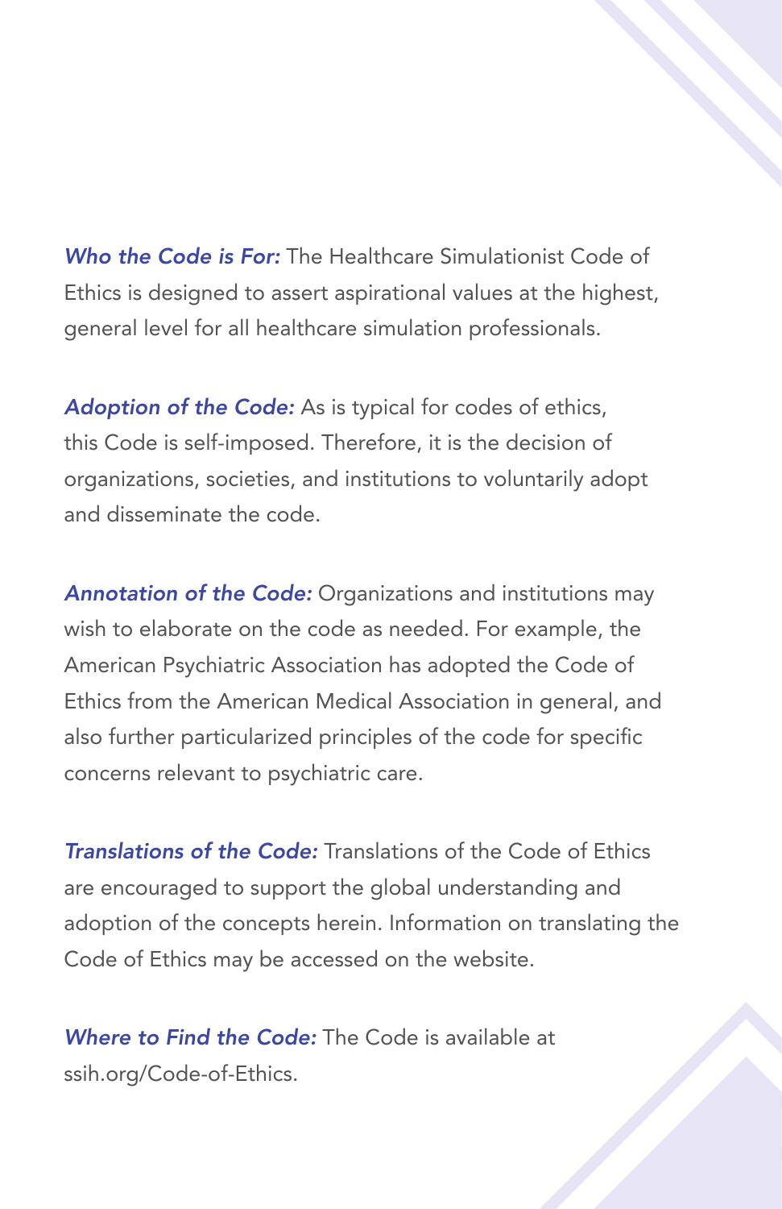***Who the Code is For:*** The Healthcare Simulationist Code of Ethics is designed to assert aspirational values at the highest, general level for all healthcare simulation professionals.

***Adoption of the Code:*** As is typical for codes of ethics, this Code is self-imposed. Therefore, it is the decision of organizations, societies, and institutions to voluntarily adopt and disseminate the code.

***Annotation of the Code:*** Organizations and institutions may wish to elaborate on the code as needed. For example, the American Psychiatric Association has adopted the Code of Ethics from the American Medical Association in general, and also further particularized principles of the code for specific concerns relevant to psychiatric care.

***Translations of the Code:*** Translations of the Code of Ethics are encouraged to support the global understanding and adoption of the concepts herein. Information on translating the Code of Ethics may be accessed on the website.

***Where to Find the Code:*** The Code is available at ssih.org/Code-of-Ethics.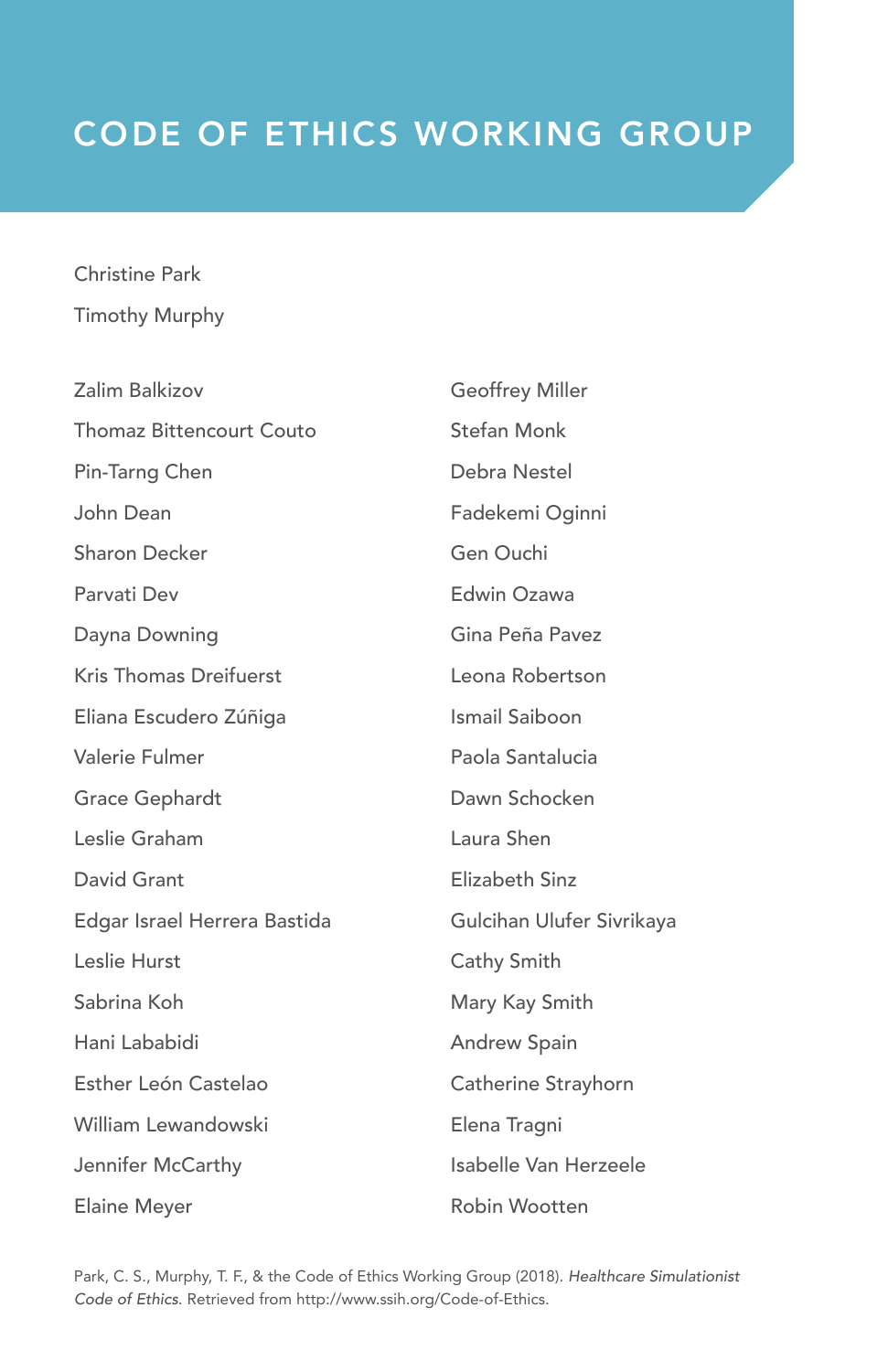# CODE OF ETHICS WORKING GROUP

Christine Park

Timothy Murphy

Zalim Balkizov

Thomaz Bittencourt Couto

Pin-Tarng Chen

John Dean

Sharon Decker

Parvati Dev

Dayna Downing

Kris Thomas Dreifuerst

Eliana Escudero Zúñiga

Valerie Fulmer

Grace Gephardt

Leslie Graham

David Grant

Edgar Israel Herrera Bastida

Leslie Hurst

Sabrina Koh

Hani Lababidi

Esther León Castelao

William Lewandowski

Jennifer McCarthy

Elaine Meyer

Geoffrey Miller

Stefan Monk

Debra Nestel

Fadekemi Oginni

Gen Ouchi

Edwin Ozawa

Gina Peña Pavez

Leona Robertson

Ismail Saiboon

Paola Santalucia

Dawn Schocken

Laura Shen

Elizabeth Sinz

Gulcihan Ulufer Sivrikaya

Cathy Smith

Mary Kay Smith

Andrew Spain

Catherine Strayhorn

Elena Tragni

Isabelle Van Herzeele

Robin Wootten

Park, C. S., Murphy, T. F., & the Code of Ethics Working Group (2018). *Healthcare Simulationist Code of Ethics.* Retrieved from http://www.ssih.org/Code-of-Ethics.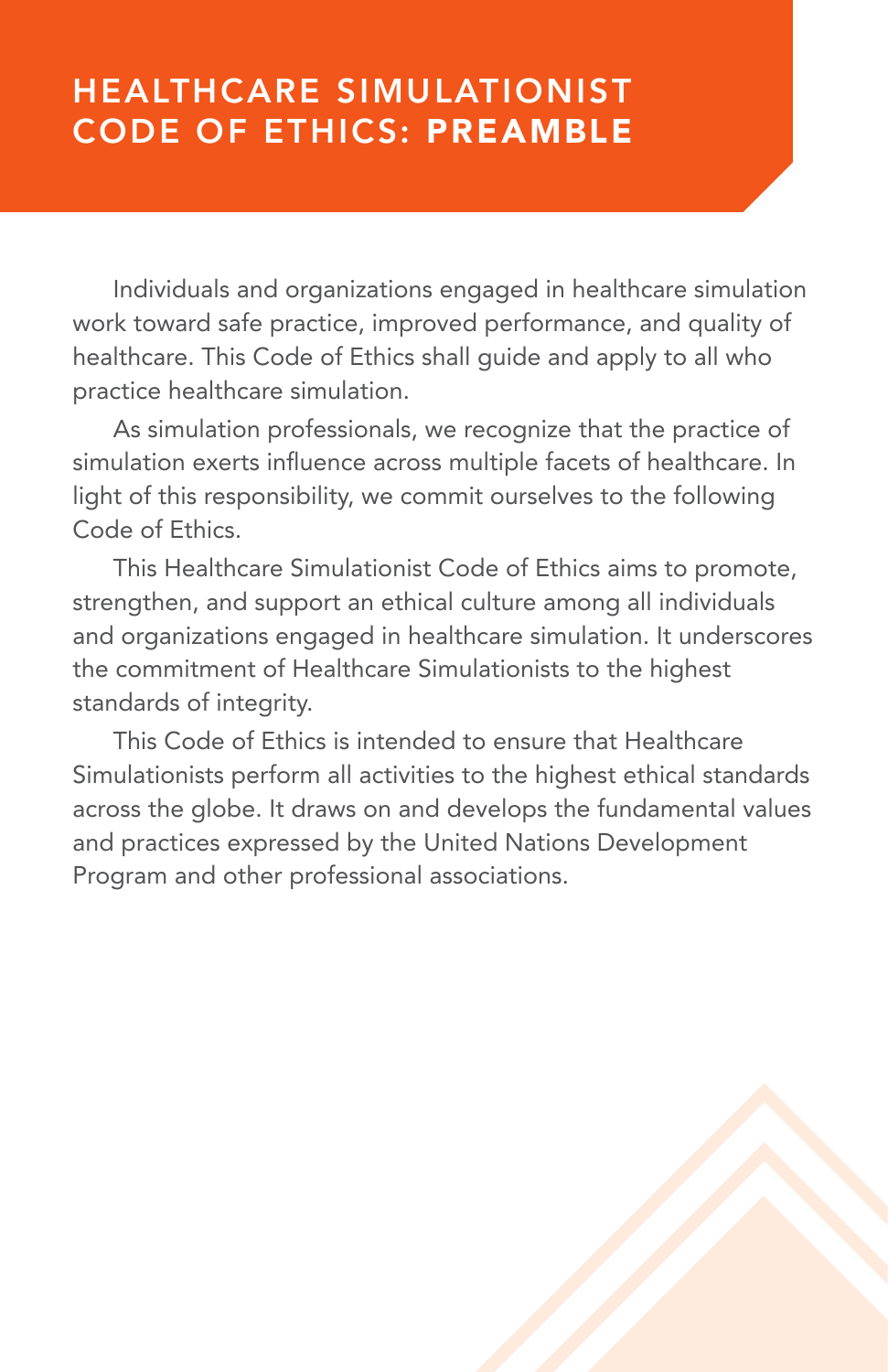# HEALTHCARE SIMULATIONIST CODE OF ETHICS: **PREAMBLE**

Individuals and organizations engaged in healthcare simulation work toward safe practice, improved performance, and quality of healthcare. This Code of Ethics shall guide and apply to all who practice healthcare simulation.

As simulation professionals, we recognize that the practice of simulation exerts influence across multiple facets of healthcare. In light of this responsibility, we commit ourselves to the following Code of Ethics.

This Healthcare Simulationist Code of Ethics aims to promote, strengthen, and support an ethical culture among all individuals and organizations engaged in healthcare simulation. It underscores the commitment of Healthcare Simulationists to the highest standards of integrity.

This Code of Ethics is intended to ensure that Healthcare Simulationists perform all activities to the highest ethical standards across the globe. It draws on and develops the fundamental values and practices expressed by the United Nations Development Program and other professional associations.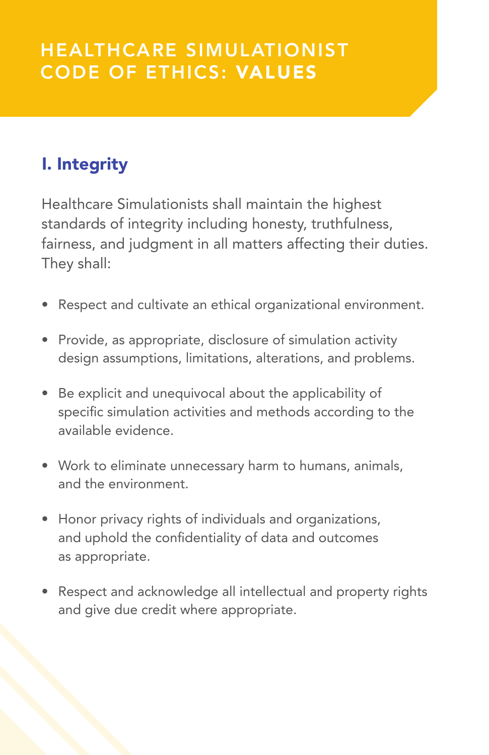# HEALTHCARE SIMULATIONIST CODE OF ETHICS: VALUES

## I. Integrity

Healthcare Simulationists shall maintain the highest standards of integrity including honesty, truthfulness, fairness, and judgment in all matters affecting their duties. They shall:

- Respect and cultivate an ethical organizational environment.
- Provide, as appropriate, disclosure of simulation activity design assumptions, limitations, alterations, and problems.
- Be explicit and unequivocal about the applicability of specific simulation activities and methods according to the available evidence.
- Work to eliminate unnecessary harm to humans, animals, and the environment.
- Honor privacy rights of individuals and organizations, and uphold the confidentiality of data and outcomes as appropriate.
- Respect and acknowledge all intellectual and property rights and give due credit where appropriate.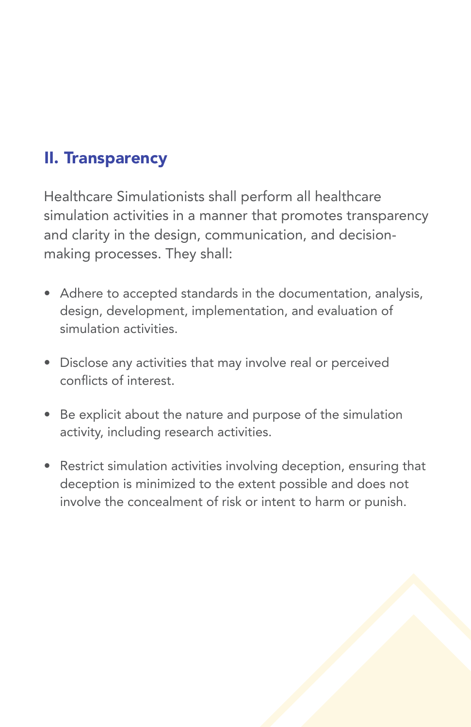## II. Transparency

Healthcare Simulationists shall perform all healthcare simulation activities in a manner that promotes transparency and clarity in the design, communication, and decision-making processes. They shall:

- Adhere to accepted standards in the documentation, analysis, design, development, implementation, and evaluation of simulation activities.
- Disclose any activities that may involve real or perceived conflicts of interest.
- Be explicit about the nature and purpose of the simulation activity, including research activities.
- Restrict simulation activities involving deception, ensuring that deception is minimized to the extent possible and does not involve the concealment of risk or intent to harm or punish.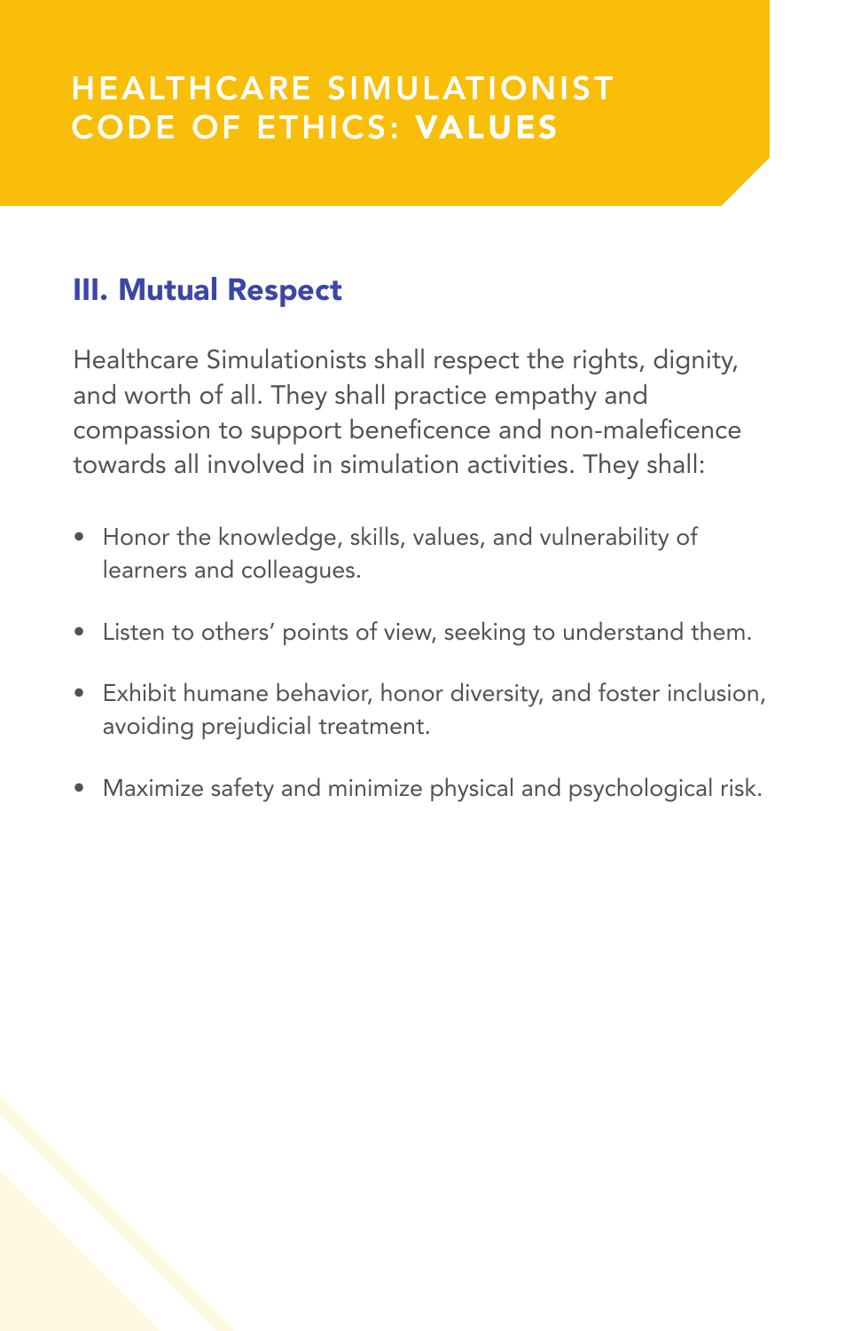# HEALTHCARE SIMULATIONIST CODE OF ETHICS: **VALUES**

## III. Mutual Respect

Healthcare Simulationists shall respect the rights, dignity, and worth of all. They shall practice empathy and compassion to support beneficence and non-maleficence towards all involved in simulation activities. They shall:

- Honor the knowledge, skills, values, and vulnerability of learners and colleagues.
- Listen to others' points of view, seeking to understand them.
- Exhibit humane behavior, honor diversity, and foster inclusion, avoiding prejudicial treatment.
- Maximize safety and minimize physical and psychological risk.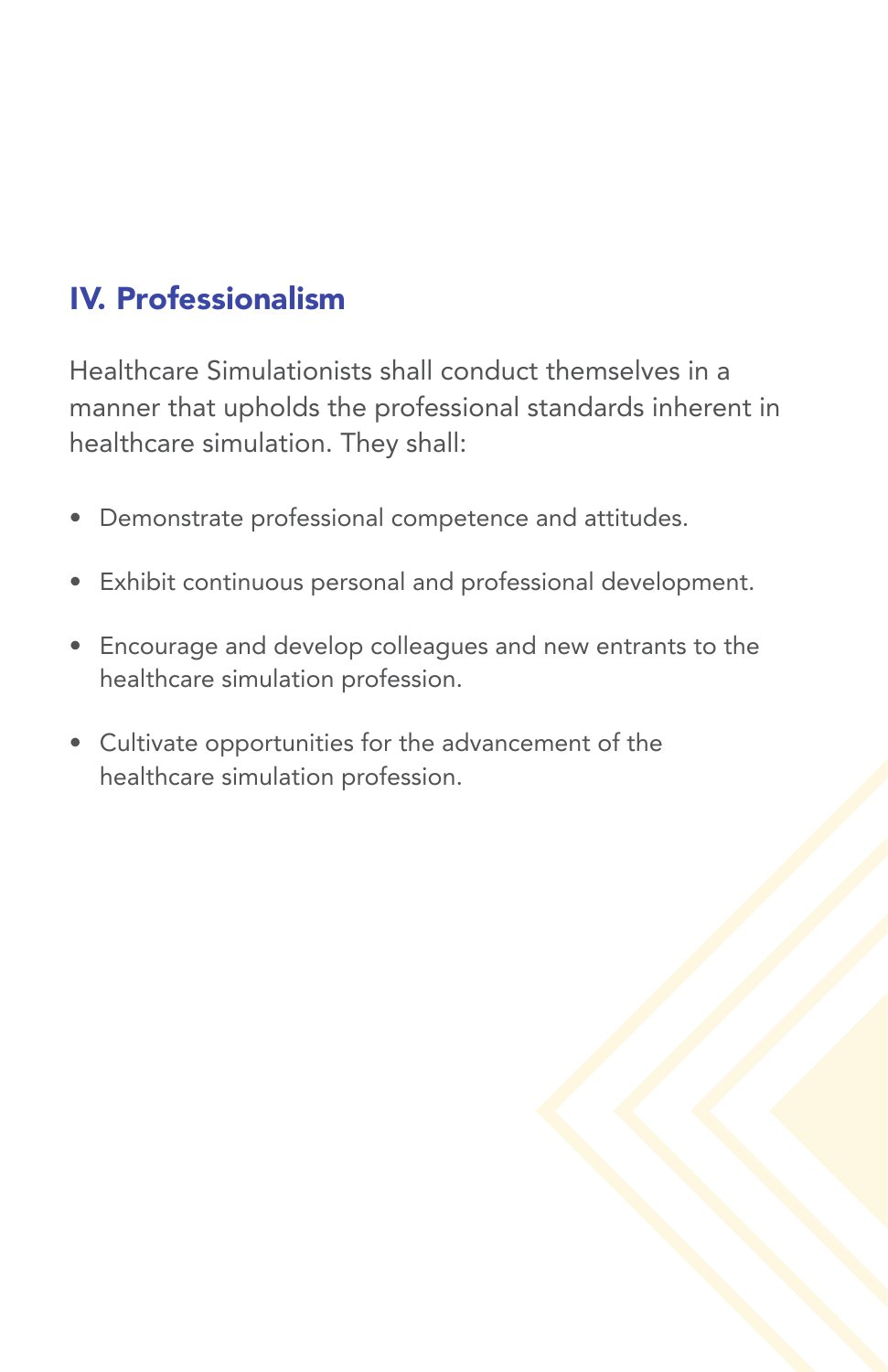## IV. Professionalism

Healthcare Simulationists shall conduct themselves in a manner that upholds the professional standards inherent in healthcare simulation. They shall:

- Demonstrate professional competence and attitudes.
- Exhibit continuous personal and professional development.
- Encourage and develop colleagues and new entrants to the healthcare simulation profession.
- Cultivate opportunities for the advancement of the healthcare simulation profession.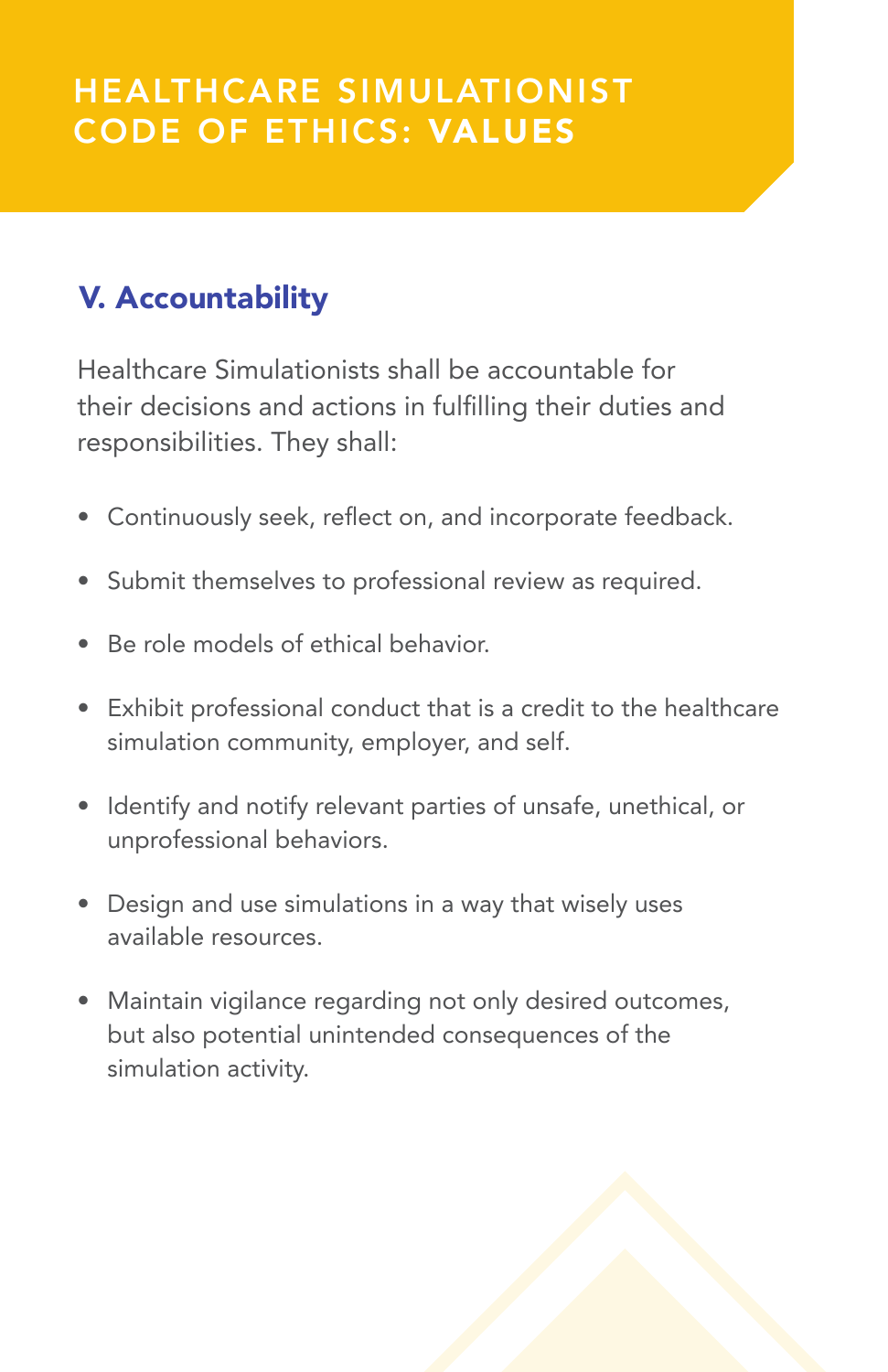# HEALTHCARE SIMULATIONIST CODE OF ETHICS: VALUES

## V. Accountability

Healthcare Simulationists shall be accountable for their decisions and actions in fulfilling their duties and responsibilities. They shall:

- Continuously seek, reflect on, and incorporate feedback.
- Submit themselves to professional review as required.
- Be role models of ethical behavior.
- Exhibit professional conduct that is a credit to the healthcare simulation community, employer, and self.
- Identify and notify relevant parties of unsafe, unethical, or unprofessional behaviors.
- Design and use simulations in a way that wisely uses available resources.
- Maintain vigilance regarding not only desired outcomes, but also potential unintended consequences of the simulation activity.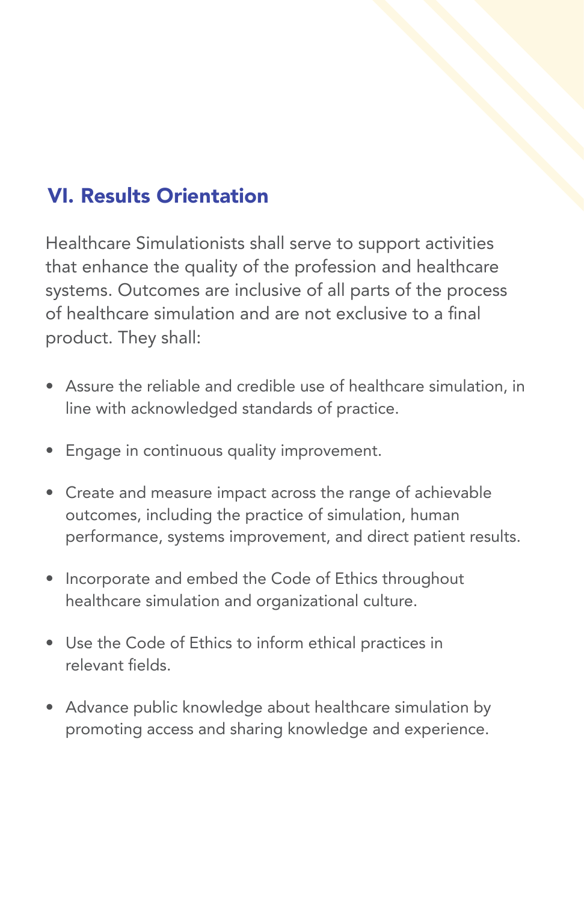## VI. Results Orientation

Healthcare Simulationists shall serve to support activities that enhance the quality of the profession and healthcare systems. Outcomes are inclusive of all parts of the process of healthcare simulation and are not exclusive to a final product. They shall:

- Assure the reliable and credible use of healthcare simulation, in line with acknowledged standards of practice.
- Engage in continuous quality improvement.
- Create and measure impact across the range of achievable outcomes, including the practice of simulation, human performance, systems improvement, and direct patient results.
- Incorporate and embed the Code of Ethics throughout healthcare simulation and organizational culture.
- Use the Code of Ethics to inform ethical practices in relevant fields.
- Advance public knowledge about healthcare simulation by promoting access and sharing knowledge and experience.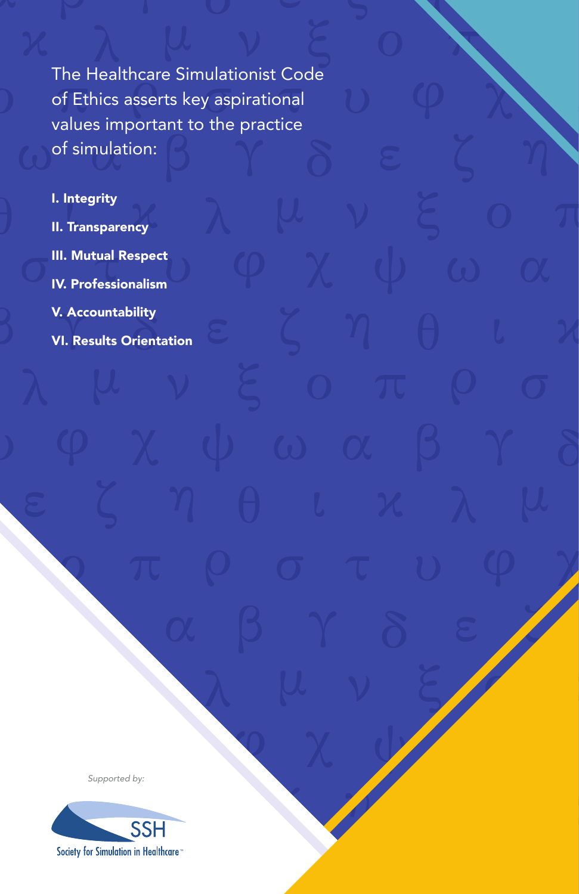The Healthcare Simulationist Code of Ethics asserts key aspirational values important to the practice of simulation:

**I. Integrity**

**II. Transparency**

**III. Mutual Respect**

**IV. Professionalism**

**V. Accountability**

**VI. Results Orientation**

*Supported by:*

SSH

Society for Simulation in Healthcare™